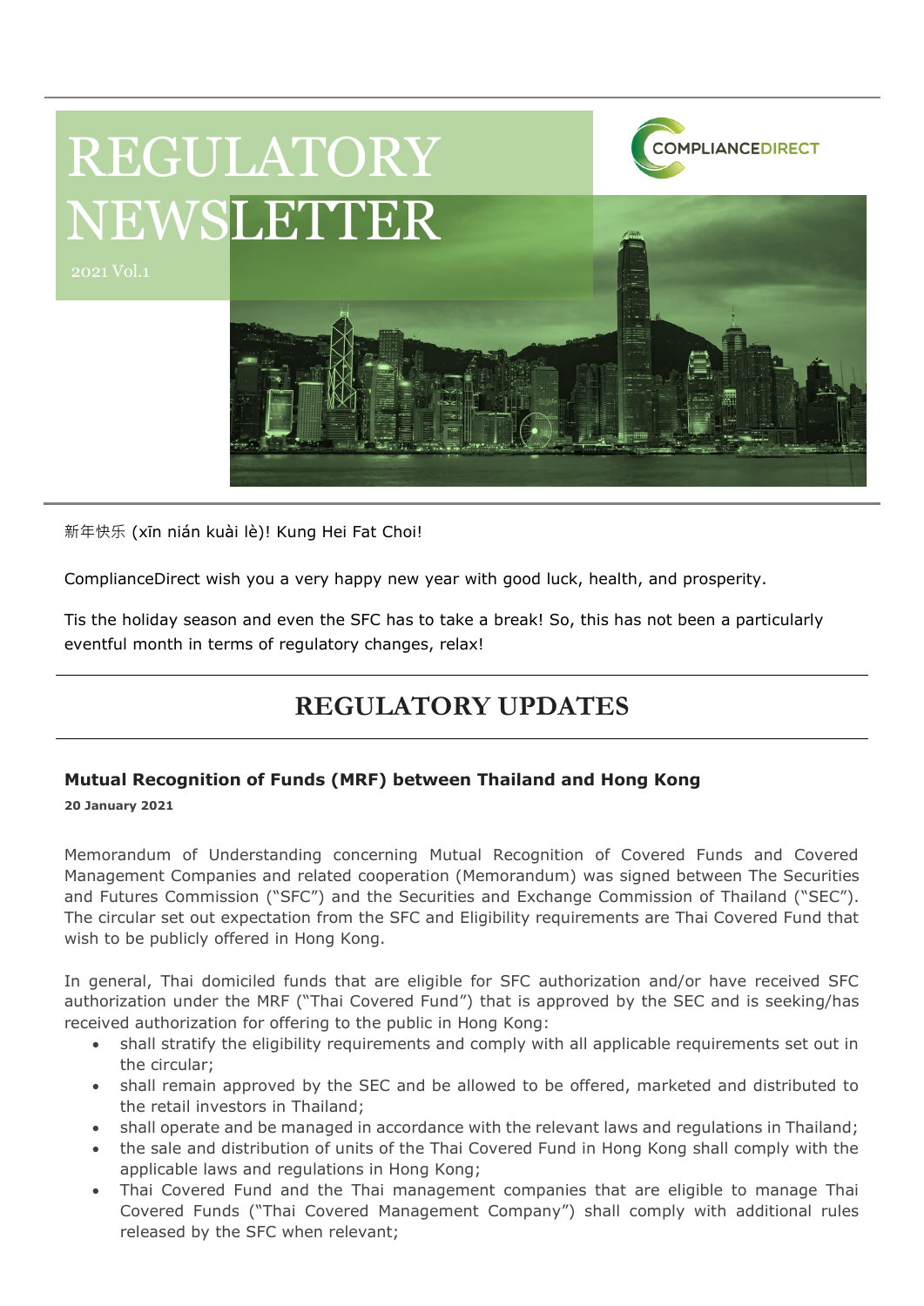# REGULATORY NEWSLETTER

2021 Vol.1

COMPLIANCEDIRECT

新年快乐 (xīn nián kuài lè)! Kung Hei Fat Choi!

ComplianceDirect wish you a very happy new year with good luck, health, and prosperity.

Tis the holiday season and even the SFC has to take a break! So, this has not been a particularly eventful month in terms of regulatory changes, relax!

## REGULATORY UPDATES

### Mutual Recognition of Funds (MRF) between Thailand and Hong Kong

**20 January 2021**

Memorandum of Understanding concerning Mutual Recognition of Covered Funds and Covered Management Companies and related cooperation (Memorandum) was signed between The Securities and Futures Commission ("SFC") and the Securities and Exchange Commission of Thailand ("SEC"). The circular set out expectation from the SFC and Eligibility requirements are Thai Covered Fund that wish to be publicly offered in Hong Kong.

In general, Thai domiciled funds that are eligible for SFC authorization and/or have received SFC authorization under the MRF ("Thai Covered Fund") that is approved by the SEC and is seeking/has received authorization for offering to the public in Hong Kong:

- shall stratify the eligibility requirements and comply with all applicable requirements set out in the circular;
- shall remain approved by the SEC and be allowed to be offered, marketed and distributed to the retail investors in Thailand;
- shall operate and be managed in accordance with the relevant laws and regulations in Thailand;
- the sale and distribution of units of the Thai Covered Fund in Hong Kong shall comply with the applicable laws and regulations in Hong Kong;
- Thai Covered Fund and the Thai management companies that are eligible to manage Thai Covered Funds ("Thai Covered Management Company") shall comply with additional rules released by the SFC when relevant;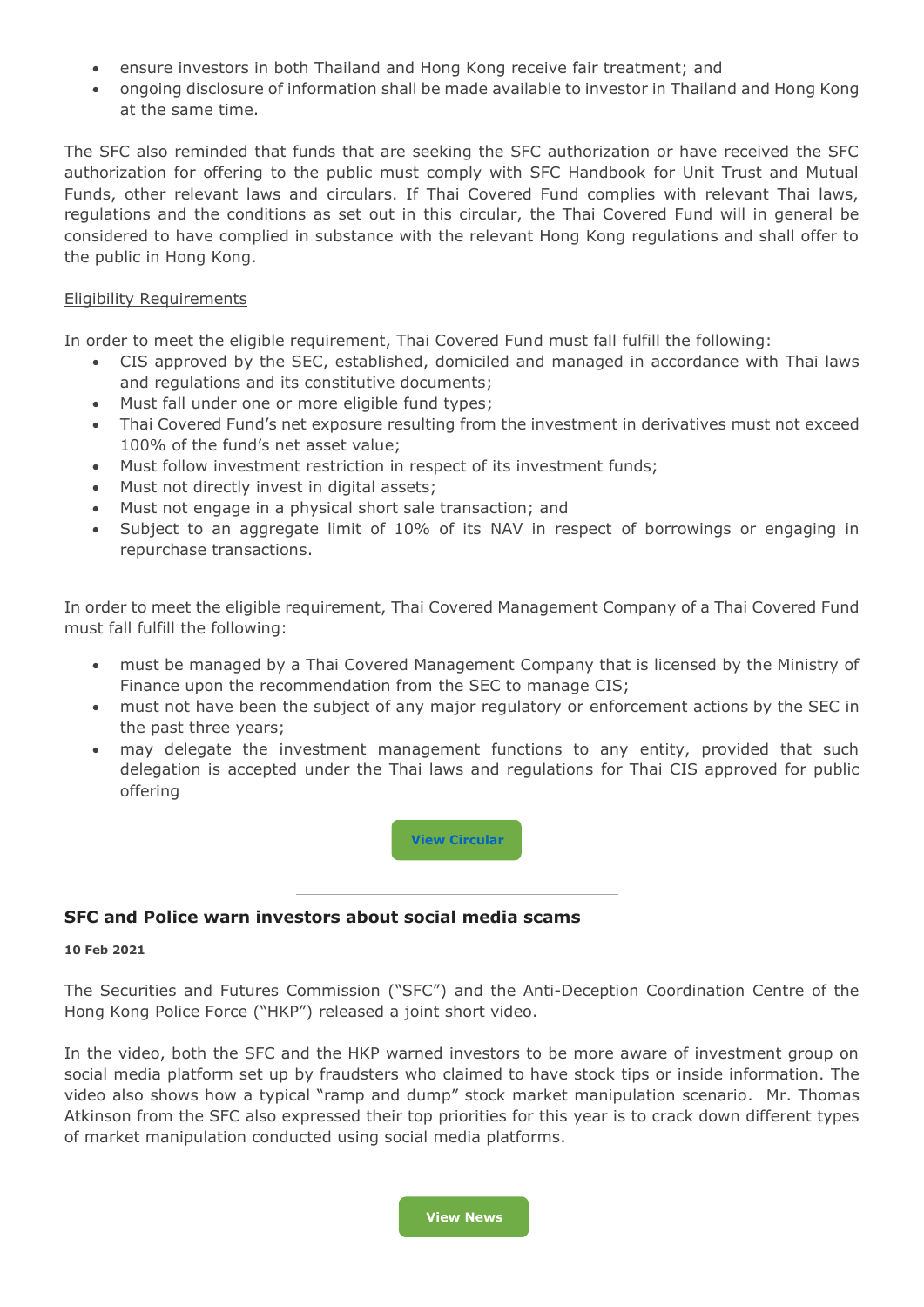- ensure investors in both Thailand and Hong Kong receive fair treatment; and
- ongoing disclosure of information shall be made available to investor in Thailand and Hong Kong at the same time.

The SFC also reminded that funds that are seeking the SFC authorization or have received the SFC authorization for offering to the public must comply with SFC Handbook for Unit Trust and Mutual Funds, other relevant laws and circulars. If Thai Covered Fund complies with relevant Thai laws, regulations and the conditions as set out in this circular, the Thai Covered Fund will in general be considered to have complied in substance with the relevant Hong Kong regulations and shall offer to the public in Hong Kong.

Eligibility Requirements

In order to meet the eligible requirement, Thai Covered Fund must fall fulfill the following:

- CIS approved by the SEC, established, domiciled and managed in accordance with Thai laws and regulations and its constitutive documents;
- Must fall under one or more eligible fund types;
- Thai Covered Fund's net exposure resulting from the investment in derivatives must not exceed 100% of the fund's net asset value;
- Must follow investment restriction in respect of its investment funds;
- Must not directly invest in digital assets;
- Must not engage in a physical short sale transaction; and
- Subject to an aggregate limit of 10% of its NAV in respect of borrowings or engaging in repurchase transactions.

In order to meet the eligible requirement, Thai Covered Management Company of a Thai Covered Fund must fall fulfill the following:

- must be managed by a Thai Covered Management Company that is licensed by the Ministry of Finance upon the recommendation from the SEC to manage CIS;
- must not have been the subject of any major regulatory or enforcement actions by the SEC in the past three years;
- may delegate the investment management functions to any entity, provided that such delegation is accepted under the Thai laws and regulations for Thai CIS approved for public offering

View Circular

---

## SFC and Police warn investors about social media scams

**10 Feb 2021**

The Securities and Futures Commission ("SFC") and the Anti-Deception Coordination Centre of the Hong Kong Police Force ("HKP") released a joint short video.

In the video, both the SFC and the HKP warned investors to be more aware of investment group on social media platform set up by fraudsters who claimed to have stock tips or inside information. The video also shows how a typical "ramp and dump" stock market manipulation scenario. Mr. Thomas Atkinson from the SFC also expressed their top priorities for this year is to crack down different types of market manipulation conducted using social media platforms.

View News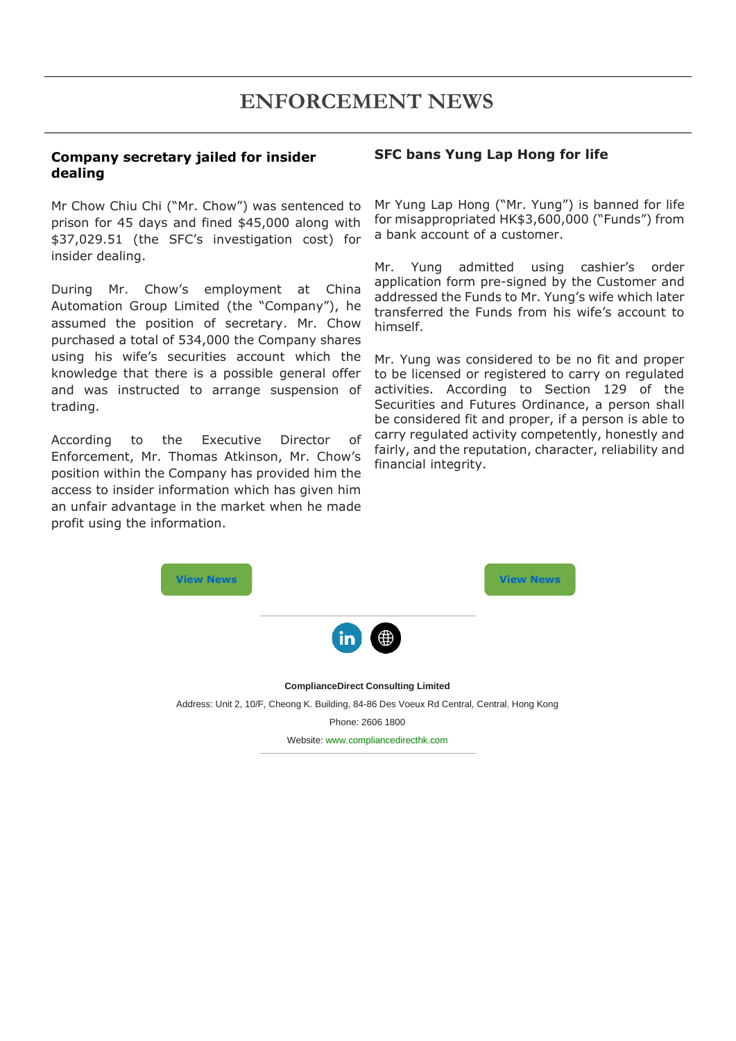# ENFORCEMENT NEWS

### Company secretary jailed for insider dealing

Mr Chow Chiu Chi ("Mr. Chow") was sentenced to prison for 45 days and fined $45,000 along with $37,029.51 (the SFC's investigation cost) for insider dealing.

During Mr. Chow's employment at China Automation Group Limited (the "Company"), he assumed the position of secretary. Mr. Chow purchased a total of 534,000 the Company shares using his wife's securities account which the knowledge that there is a possible general offer and was instructed to arrange suspension of trading.

According to the Executive Director of Enforcement, Mr. Thomas Atkinson, Mr. Chow's position within the Company has provided him the access to insider information which has given him an unfair advantage in the market when he made profit using the information.

View News

### SFC bans Yung Lap Hong for life

Mr Yung Lap Hong ("Mr. Yung") is banned for life for misappropriated HK$3,600,000 ("Funds") from a bank account of a customer.

Mr. Yung admitted using cashier's order application form pre-signed by the Customer and addressed the Funds to Mr. Yung's wife which later transferred the Funds from his wife's account to himself.

Mr. Yung was considered to be no fit and proper to be licensed or registered to carry on regulated activities. According to Section 129 of the Securities and Futures Ordinance, a person shall be considered fit and proper, if a person is able to carry regulated activity competently, honestly and fairly, and the reputation, character, reliability and financial integrity.

View News

**ComplianceDirect Consulting Limited**

Address: Unit 2, 10/F, Cheong K. Building, 84-86 Des Voeux Rd Central, Central, Hong Kong

Phone: 2606 1800

Website: www.compliancedirecthk.com